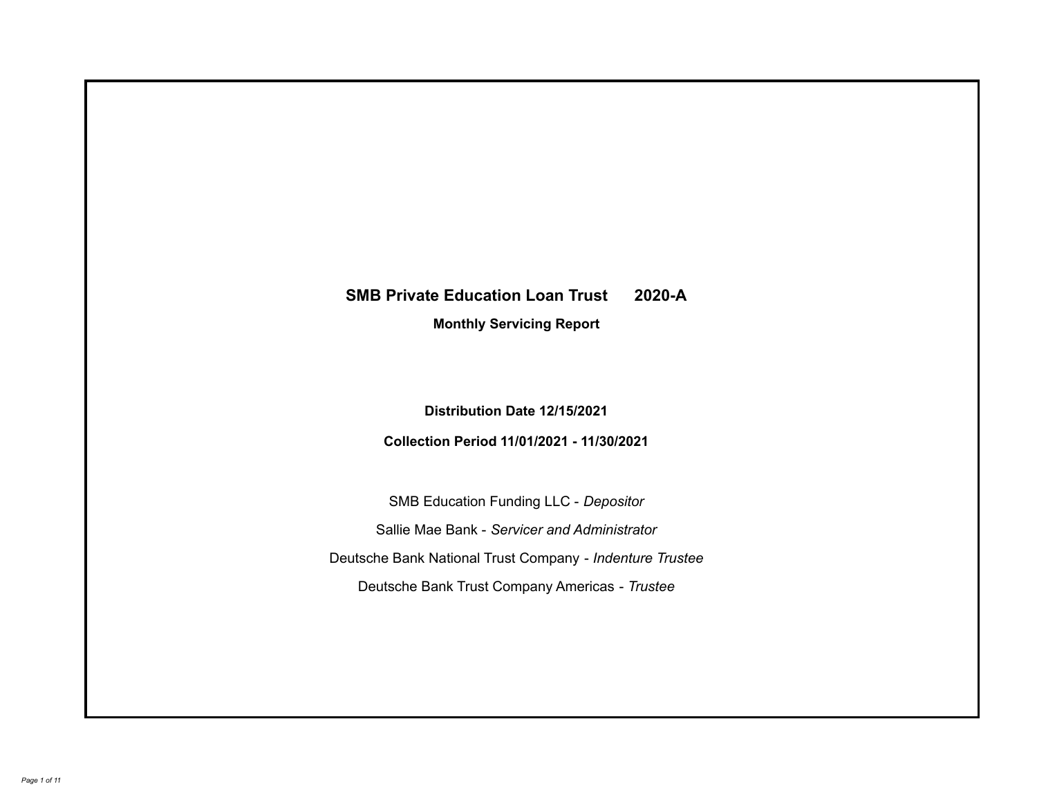# SMB Private Education Loan Trust 2020-A

**Monthly Servicing Report**

**Distribution Date 12/15/2021**

**Collection Period 11/01/2021 - 11/30/2021**

SMB Education Funding LLC - *Depositor*

Sallie Mae Bank - *Servicer and Administrator*

Deutsche Bank National Trust Company - *Indenture Trustee*

Deutsche Bank Trust Company Americas - *Trustee*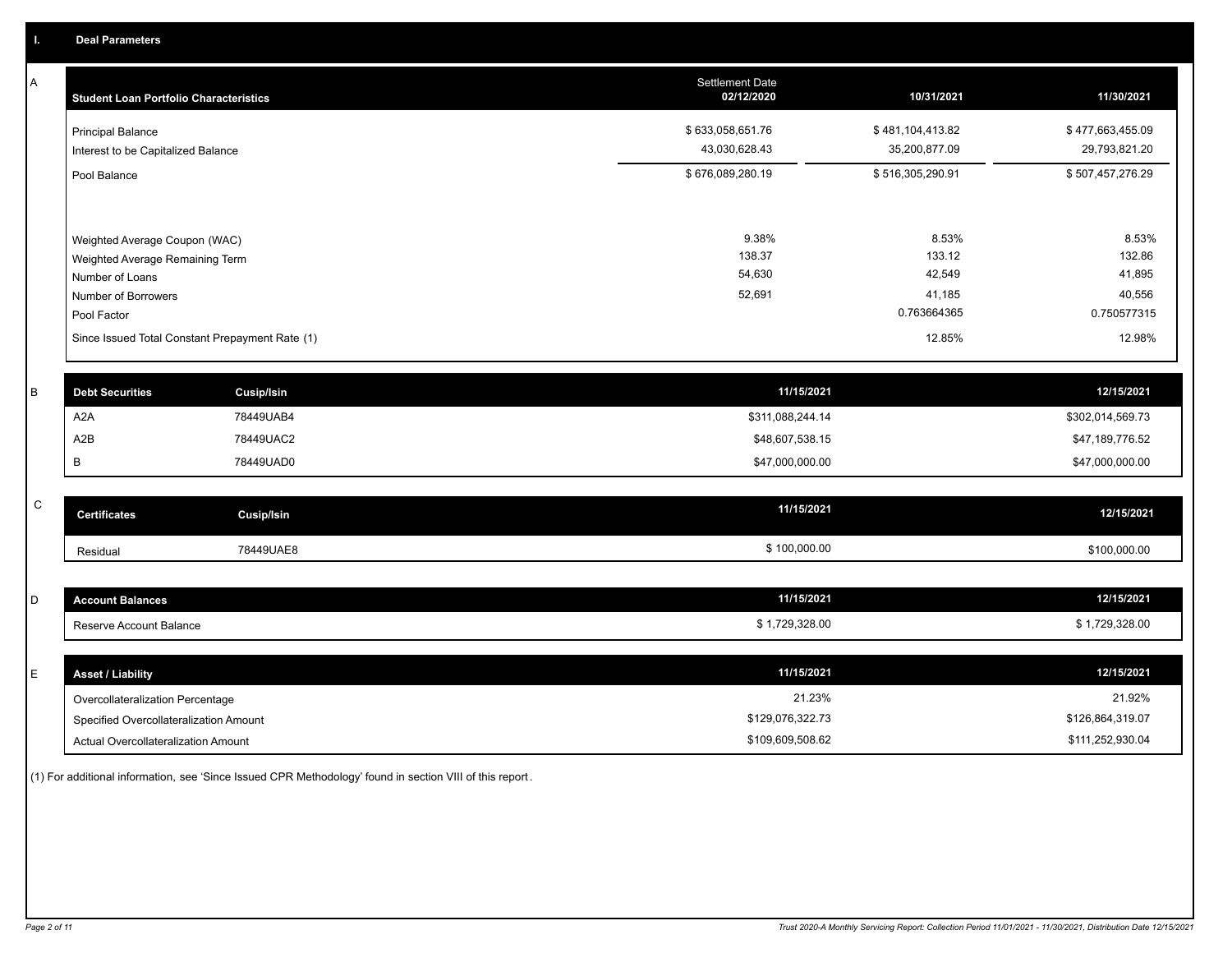## I. Deal Parameters

### A

| Student Loan Portfolio Characteristics | Settlement Date 02/12/2020 | 10/31/2021 | 11/30/2021 |
|---|---|---|---|
| Principal Balance | $ 633,058,651.76 | $ 481,104,413.82 | $ 477,663,455.09 |
| Interest to be Capitalized Balance | 43,030,628.43 | 35,200,877.09 | 29,793,821.20 |
| Pool Balance | $ 676,089,280.19 | $ 516,305,290.91 | $ 507,457,276.29 |
| Weighted Average Coupon (WAC) | 9.38% | 8.53% | 8.53% |
| Weighted Average Remaining Term | 138.37 | 133.12 | 132.86 |
| Number of Loans | 54,630 | 42,549 | 41,895 |
| Number of Borrowers | 52,691 | 41,185 | 40,556 |
| Pool Factor | | 0.763664365 | 0.750577315 |
| Since Issued Total Constant Prepayment Rate (1) | | 12.85% | 12.98% |

### B

| Debt Securities | Cusip/Isin | 11/15/2021 | 12/15/2021 |
|---|---|---|---|
| A2A | 78449UAB4 | $311,088,244.14 | $302,014,569.73 |
| A2B | 78449UAC2 | $48,607,538.15 | $47,189,776.52 |
| B | 78449UAD0 | $47,000,000.00 | $47,000,000.00 |

### C

| Certificates | Cusip/Isin | 11/15/2021 | 12/15/2021 |
|---|---|---|---|
| Residual | 78449UAE8 | $ 100,000.00 | $100,000.00 |

### D

| Account Balances | 11/15/2021 | 12/15/2021 |
|---|---|---|
| Reserve Account Balance | $ 1,729,328.00 | $ 1,729,328.00 |

### E

| Asset / Liability | 11/15/2021 | 12/15/2021 |
|---|---|---|
| Overcollateralization Percentage | 21.23% | 21.92% |
| Specified Overcollateralization Amount | $129,076,322.73 | $126,864,319.07 |
| Actual Overcollateralization Amount | $109,609,508.62 | $111,252,930.04 |

(1) For additional information, see 'Since Issued CPR Methodology' found in section VIII of this report.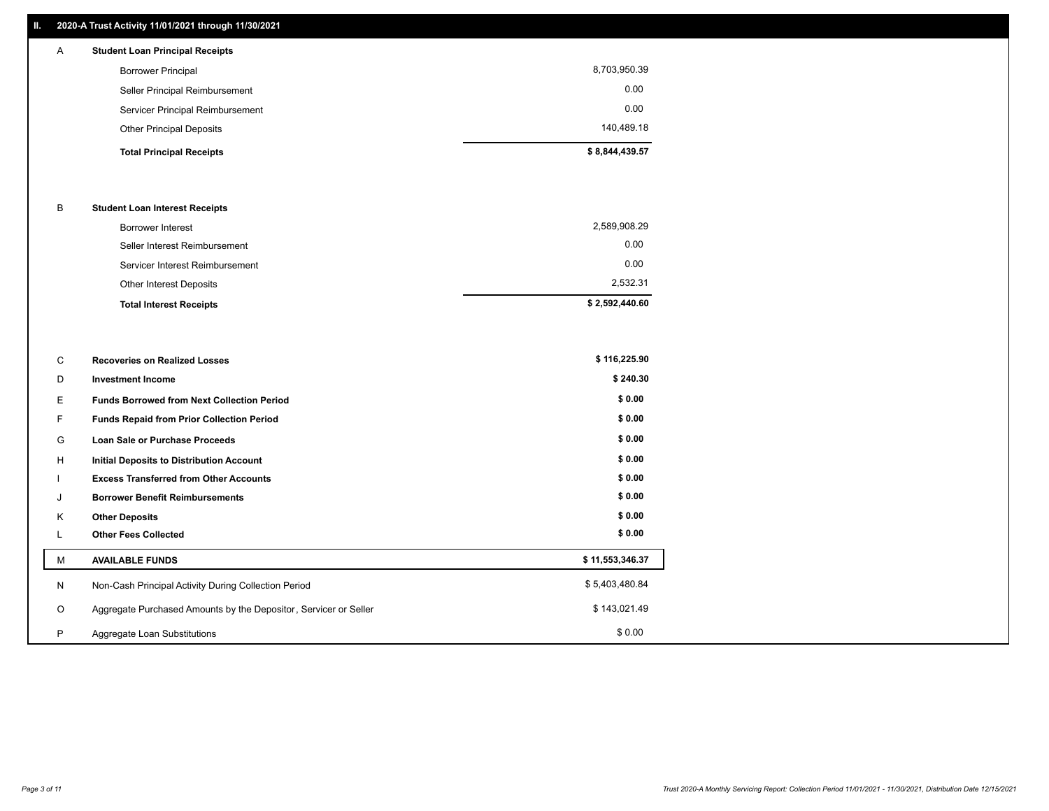## II. 2020-A Trust Activity 11/01/2021 through 11/30/2021

| | | |
|---|---|---|
| A | **Student Loan Principal Receipts** | |
| | Borrower Principal | 8,703,950.39 |
| | Seller Principal Reimbursement | 0.00 |
| | Servicer Principal Reimbursement | 0.00 |
| | Other Principal Deposits | 140,489.18 |
| | **Total Principal Receipts** | **$ 8,844,439.57** |
| B | **Student Loan Interest Receipts** | |
| | Borrower Interest | 2,589,908.29 |
| | Seller Interest Reimbursement | 0.00 |
| | Servicer Interest Reimbursement | 0.00 |
| | Other Interest Deposits | 2,532.31 |
| | **Total Interest Receipts** | **$ 2,592,440.60** |
| C | **Recoveries on Realized Losses** | **$ 116,225.90** |
| D | **Investment Income** | **$ 240.30** |
| E | **Funds Borrowed from Next Collection Period** | **$ 0.00** |
| F | **Funds Repaid from Prior Collection Period** | **$ 0.00** |
| G | **Loan Sale or Purchase Proceeds** | **$ 0.00** |
| H | **Initial Deposits to Distribution Account** | **$ 0.00** |
| I | **Excess Transferred from Other Accounts** | **$ 0.00** |
| J | **Borrower Benefit Reimbursements** | **$ 0.00** |
| K | **Other Deposits** | **$ 0.00** |
| L | **Other Fees Collected** | **$ 0.00** |
| M | **AVAILABLE FUNDS** | **$ 11,553,346.37** |
| N | Non-Cash Principal Activity During Collection Period | $ 5,403,480.84 |
| O | Aggregate Purchased Amounts by the Depositor, Servicer or Seller | $ 143,021.49 |
| P | Aggregate Loan Substitutions | $ 0.00 |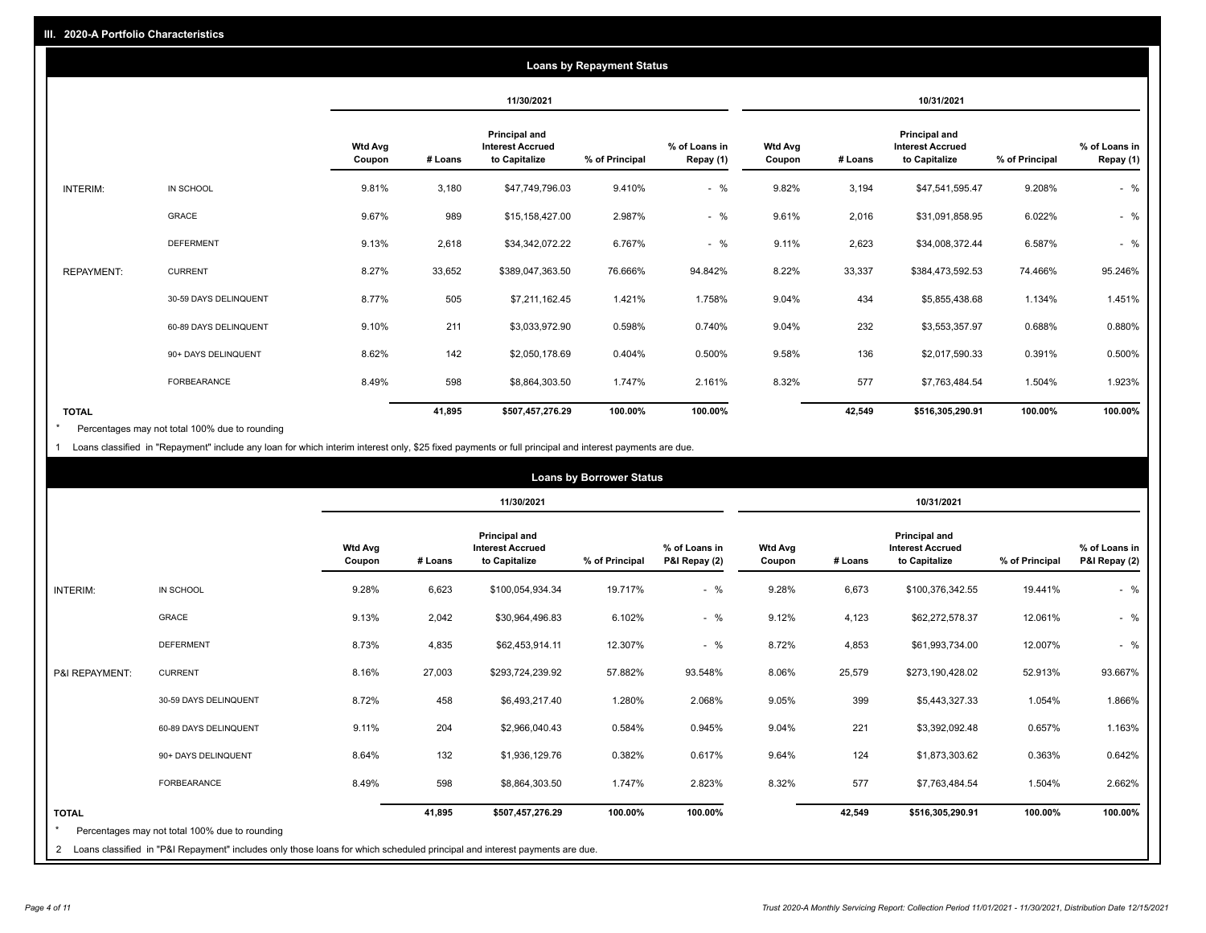## III. 2020-A Portfolio Characteristics

### Loans by Repayment Status

| | | 11/30/2021 | | | | | 10/31/2021 | | | | |
|---|---|---|---|---|---|---|---|---|---|---|---|
| | | Wtd Avg Coupon | # Loans | Principal and Interest Accrued to Capitalize | % of Principal | % of Loans in Repay (1) | Wtd Avg Coupon | # Loans | Principal and Interest Accrued to Capitalize | % of Principal | % of Loans in Repay (1) |
| INTERIM: | IN SCHOOL | 9.81% | 3,180 | $47,749,796.03 | 9.410% | - % | 9.82% | 3,194 | $47,541,595.47 | 9.208% | - % |
| | GRACE | 9.67% | 989 | $15,158,427.00 | 2.987% | - % | 9.61% | 2,016 | $31,091,858.95 | 6.022% | - % |
| | DEFERMENT | 9.13% | 2,618 | $34,342,072.22 | 6.767% | - % | 9.11% | 2,623 | $34,008,372.44 | 6.587% | - % |
| REPAYMENT: | CURRENT | 8.27% | 33,652 | $389,047,363.50 | 76.666% | 94.842% | 8.22% | 33,337 | $384,473,592.53 | 74.466% | 95.246% |
| | 30-59 DAYS DELINQUENT | 8.77% | 505 | $7,211,162.45 | 1.421% | 1.758% | 9.04% | 434 | $5,855,438.68 | 1.134% | 1.451% |
| | 60-89 DAYS DELINQUENT | 9.10% | 211 | $3,033,972.90 | 0.598% | 0.740% | 9.04% | 232 | $3,553,357.97 | 0.688% | 0.880% |
| | 90+ DAYS DELINQUENT | 8.62% | 142 | $2,050,178.69 | 0.404% | 0.500% | 9.58% | 136 | $2,017,590.33 | 0.391% | 0.500% |
| | FORBEARANCE | 8.49% | 598 | $8,864,303.50 | 1.747% | 2.161% | 8.32% | 577 | $7,763,484.54 | 1.504% | 1.923% |
| TOTAL | | | 41,895 | $507,457,276.29 | 100.00% | 100.00% | | 42,549 | $516,305,290.91 | 100.00% | 100.00% |

* Percentages may not total 100% due to rounding

1 Loans classified in "Repayment" include any loan for which interim interest only, $25 fixed payments or full principal and interest payments are due.

### Loans by Borrower Status

| | | 11/30/2021 | | | | | 10/31/2021 | | | | |
|---|---|---|---|---|---|---|---|---|---|---|---|
| | | Wtd Avg Coupon | # Loans | Principal and Interest Accrued to Capitalize | % of Principal | % of Loans in P&I Repay (2) | Wtd Avg Coupon | # Loans | Principal and Interest Accrued to Capitalize | % of Principal | % of Loans in P&I Repay (2) |
| INTERIM: | IN SCHOOL | 9.28% | 6,623 | $100,054,934.34 | 19.717% | - % | 9.28% | 6,673 | $100,376,342.55 | 19.441% | - % |
| | GRACE | 9.13% | 2,042 | $30,964,496.83 | 6.102% | - % | 9.12% | 4,123 | $62,272,578.37 | 12.061% | - % |
| | DEFERMENT | 8.73% | 4,835 | $62,453,914.11 | 12.307% | - % | 8.72% | 4,853 | $61,993,734.00 | 12.007% | - % |
| P&I REPAYMENT: | CURRENT | 8.16% | 27,003 | $293,724,239.92 | 57.882% | 93.548% | 8.06% | 25,579 | $273,190,428.02 | 52.913% | 93.667% |
| | 30-59 DAYS DELINQUENT | 8.72% | 458 | $6,493,217.40 | 1.280% | 2.068% | 9.05% | 399 | $5,443,327.33 | 1.054% | 1.866% |
| | 60-89 DAYS DELINQUENT | 9.11% | 204 | $2,966,040.43 | 0.584% | 0.945% | 9.04% | 221 | $3,392,092.48 | 0.657% | 1.163% |
| | 90+ DAYS DELINQUENT | 8.64% | 132 | $1,936,129.76 | 0.382% | 0.617% | 9.64% | 124 | $1,873,303.62 | 0.363% | 0.642% |
| | FORBEARANCE | 8.49% | 598 | $8,864,303.50 | 1.747% | 2.823% | 8.32% | 577 | $7,763,484.54 | 1.504% | 2.662% |
| TOTAL | | | 41,895 | $507,457,276.29 | 100.00% | 100.00% | | 42,549 | $516,305,290.91 | 100.00% | 100.00% |

* Percentages may not total 100% due to rounding

2 Loans classified in "P&I Repayment" includes only those loans for which scheduled principal and interest payments are due.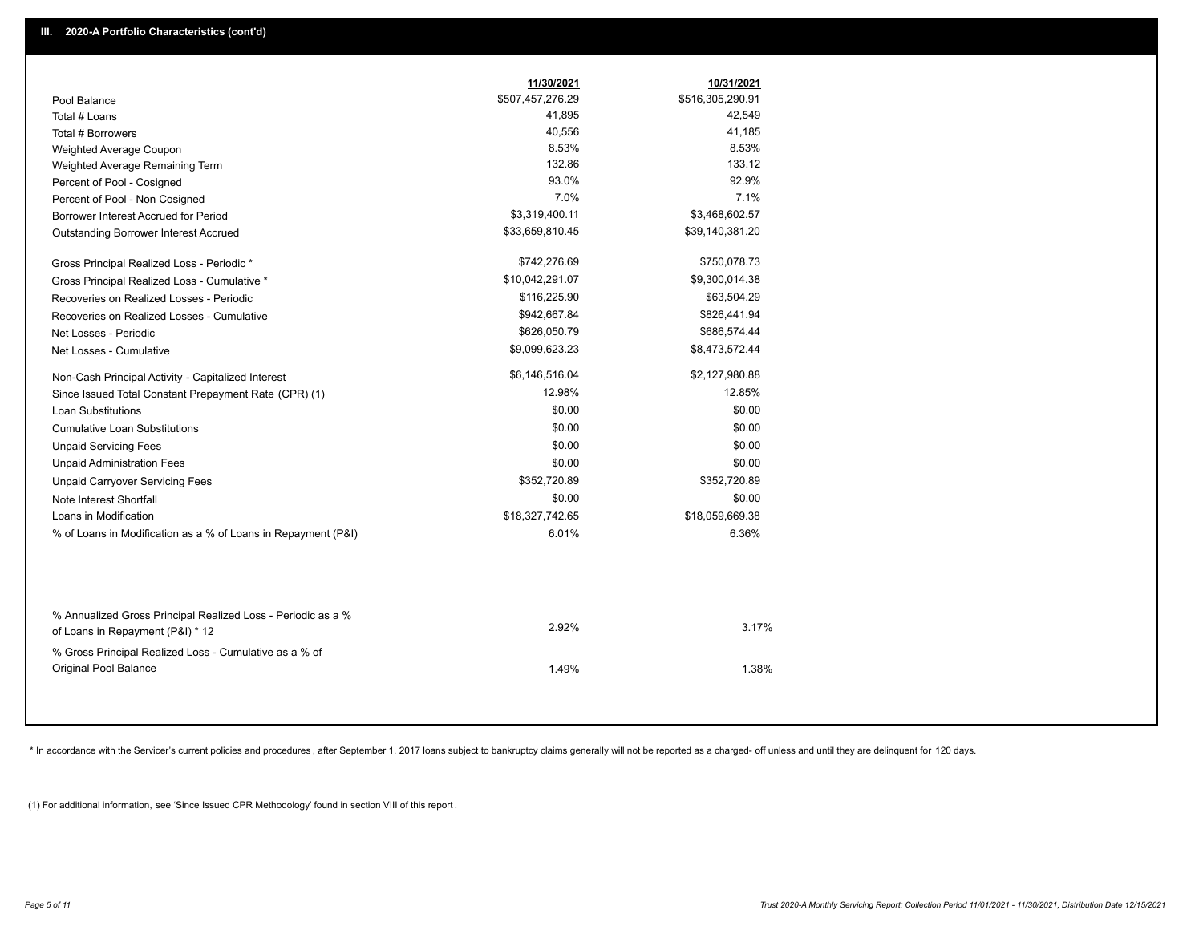## III. 2020-A Portfolio Characteristics (cont'd)

| | 11/30/2021 | 10/31/2021 |
|---|---|---|
| Pool Balance | $507,457,276.29 | $516,305,290.91 |
| Total # Loans | 41,895 | 42,549 |
| Total # Borrowers | 40,556 | 41,185 |
| Weighted Average Coupon | 8.53% | 8.53% |
| Weighted Average Remaining Term | 132.86 | 133.12 |
| Percent of Pool - Cosigned | 93.0% | 92.9% |
| Percent of Pool - Non Cosigned | 7.0% | 7.1% |
| Borrower Interest Accrued for Period | $3,319,400.11 | $3,468,602.57 |
| Outstanding Borrower Interest Accrued | $33,659,810.45 | $39,140,381.20 |
| Gross Principal Realized Loss - Periodic * | $742,276.69 | $750,078.73 |
| Gross Principal Realized Loss - Cumulative * | $10,042,291.07 | $9,300,014.38 |
| Recoveries on Realized Losses - Periodic | $116,225.90 | $63,504.29 |
| Recoveries on Realized Losses - Cumulative | $942,667.84 | $826,441.94 |
| Net Losses - Periodic | $626,050.79 | $686,574.44 |
| Net Losses - Cumulative | $9,099,623.23 | $8,473,572.44 |
| Non-Cash Principal Activity - Capitalized Interest | $6,146,516.04 | $2,127,980.88 |
| Since Issued Total Constant Prepayment Rate (CPR) (1) | 12.98% | 12.85% |
| Loan Substitutions | $0.00 | $0.00 |
| Cumulative Loan Substitutions | $0.00 | $0.00 |
| Unpaid Servicing Fees | $0.00 | $0.00 |
| Unpaid Administration Fees | $0.00 | $0.00 |
| Unpaid Carryover Servicing Fees | $352,720.89 | $352,720.89 |
| Note Interest Shortfall | $0.00 | $0.00 |
| Loans in Modification | $18,327,742.65 | $18,059,669.38 |
| % of Loans in Modification as a % of Loans in Repayment (P&I) | 6.01% | 6.36% |
| % Annualized Gross Principal Realized Loss - Periodic as a % of Loans in Repayment (P&I) * 12 | 2.92% | 3.17% |
| % Gross Principal Realized Loss - Cumulative as a % of Original Pool Balance | 1.49% | 1.38% |

* In accordance with the Servicer's current policies and procedures , after September 1, 2017 loans subject to bankruptcy claims generally will not be reported as a charged- off unless and until they are delinquent for 120 days.

(1) For additional information, see 'Since Issued CPR Methodology' found in section VIII of this report .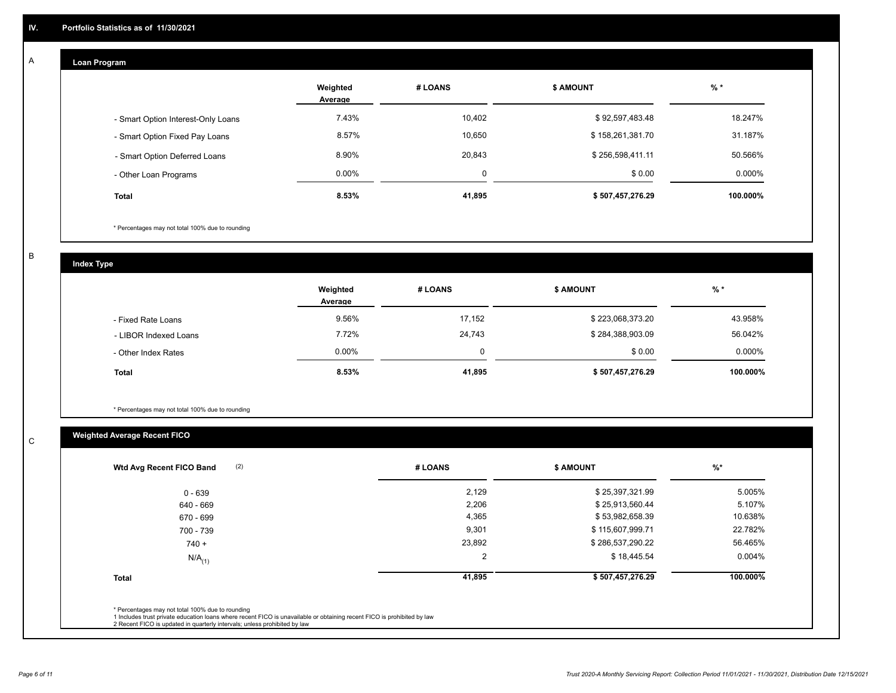## IV. Portfolio Statistics as of 11/30/2021

### A Loan Program

| | Weighted Average | # LOANS | $ AMOUNT | % * |
|---|---|---|---|---|
| - Smart Option Interest-Only Loans | 7.43% | 10,402 | $ 92,597,483.48 | 18.247% |
| - Smart Option Fixed Pay Loans | 8.57% | 10,650 | $ 158,261,381.70 | 31.187% |
| - Smart Option Deferred Loans | 8.90% | 20,843 | $ 256,598,411.11 | 50.566% |
| - Other Loan Programs | 0.00% | 0 | $ 0.00 | 0.000% |
| **Total** | **8.53%** | **41,895** | **$ 507,457,276.29** | **100.000%** |

\* Percentages may not total 100% due to rounding

### B Index Type

| | Weighted Average | # LOANS | $ AMOUNT | % * |
|---|---|---|---|---|
| - Fixed Rate Loans | 9.56% | 17,152 | $ 223,068,373.20 | 43.958% |
| - LIBOR Indexed Loans | 7.72% | 24,743 | $ 284,388,903.09 | 56.042% |
| - Other Index Rates | 0.00% | 0 | $ 0.00 | 0.000% |
| **Total** | **8.53%** | **41,895** | **$ 507,457,276.29** | **100.000%** |

\* Percentages may not total 100% due to rounding

### C Weighted Average Recent FICO

| Wtd Avg Recent FICO Band (2) | # LOANS | $ AMOUNT | %* |
|---|---|---|---|
| 0 - 639 | 2,129 | $ 25,397,321.99 | 5.005% |
| 640 - 669 | 2,206 | $ 25,913,560.44 | 5.107% |
| 670 - 699 | 4,365 | $ 53,982,658.39 | 10.638% |
| 700 - 739 | 9,301 | $ 115,607,999.71 | 22.782% |
| 740 + | 23,892 | $ 286,537,290.22 | 56.465% |
| N/A(1) | 2 | $ 18,445.54 | 0.004% |
| **Total** | **41,895** | **$ 507,457,276.29** | **100.000%** |

\* Percentages may not total 100% due to rounding
1 Includes trust private education loans where recent FICO is unavailable or obtaining recent FICO is prohibited by law
2 Recent FICO is updated in quarterly intervals; unless prohibited by law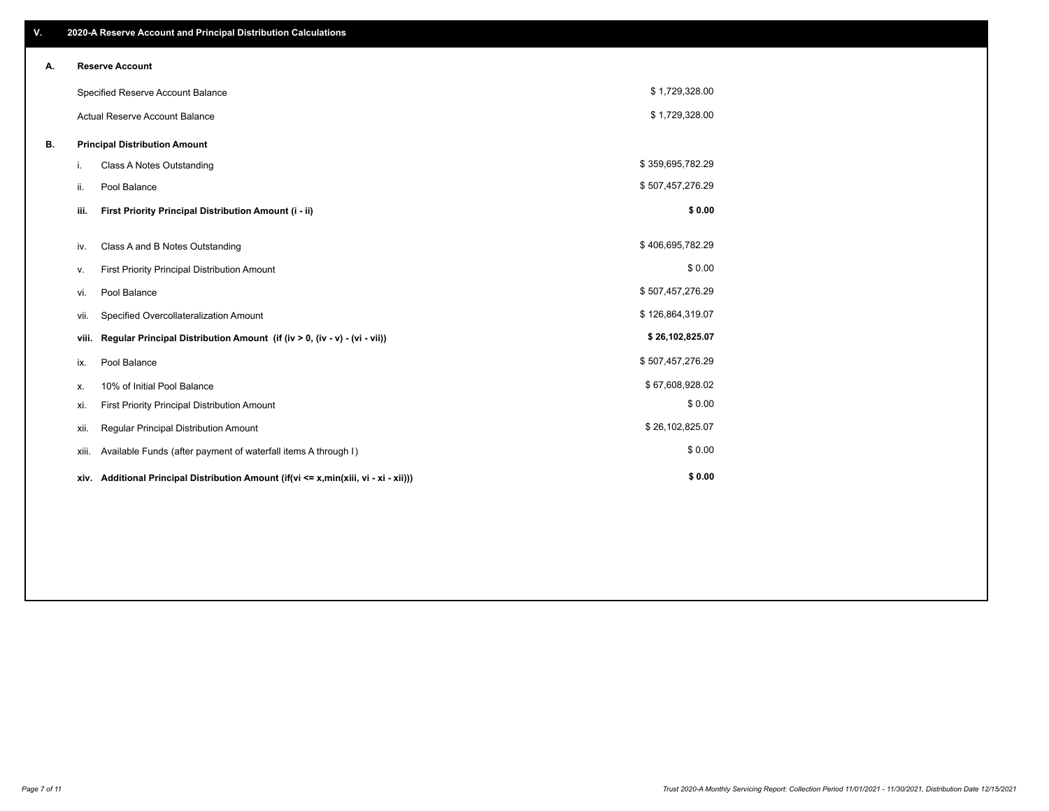## V. 2020-A Reserve Account and Principal Distribution Calculations

### A. Reserve Account

| | |
|---|---|
| Specified Reserve Account Balance | $ 1,729,328.00 |
| Actual Reserve Account Balance | $ 1,729,328.00 |

### B. Principal Distribution Amount

| | | |
|---|---|---|
| i. | Class A Notes Outstanding | $ 359,695,782.29 |
| ii. | Pool Balance | $ 507,457,276.29 |
| **iii.** | **First Priority Principal Distribution Amount (i - ii)** | **$ 0.00** |
| iv. | Class A and B Notes Outstanding | $ 406,695,782.29 |
| v. | First Priority Principal Distribution Amount | $ 0.00 |
| vi. | Pool Balance | $ 507,457,276.29 |
| vii. | Specified Overcollateralization Amount | $ 126,864,319.07 |
| **viii.** | **Regular Principal Distribution Amount (if (iv > 0, (iv - v) - (vi - vii))** | **$ 26,102,825.07** |
| ix. | Pool Balance | $ 507,457,276.29 |
| x. | 10% of Initial Pool Balance | $ 67,608,928.02 |
| xi. | First Priority Principal Distribution Amount | $ 0.00 |
| xii. | Regular Principal Distribution Amount | $ 26,102,825.07 |
| xiii. | Available Funds (after payment of waterfall items A through I) | $ 0.00 |
| **xiv.** | **Additional Principal Distribution Amount (if(vi <= x,min(xiii, vi - xi - xii)))** | **$ 0.00** |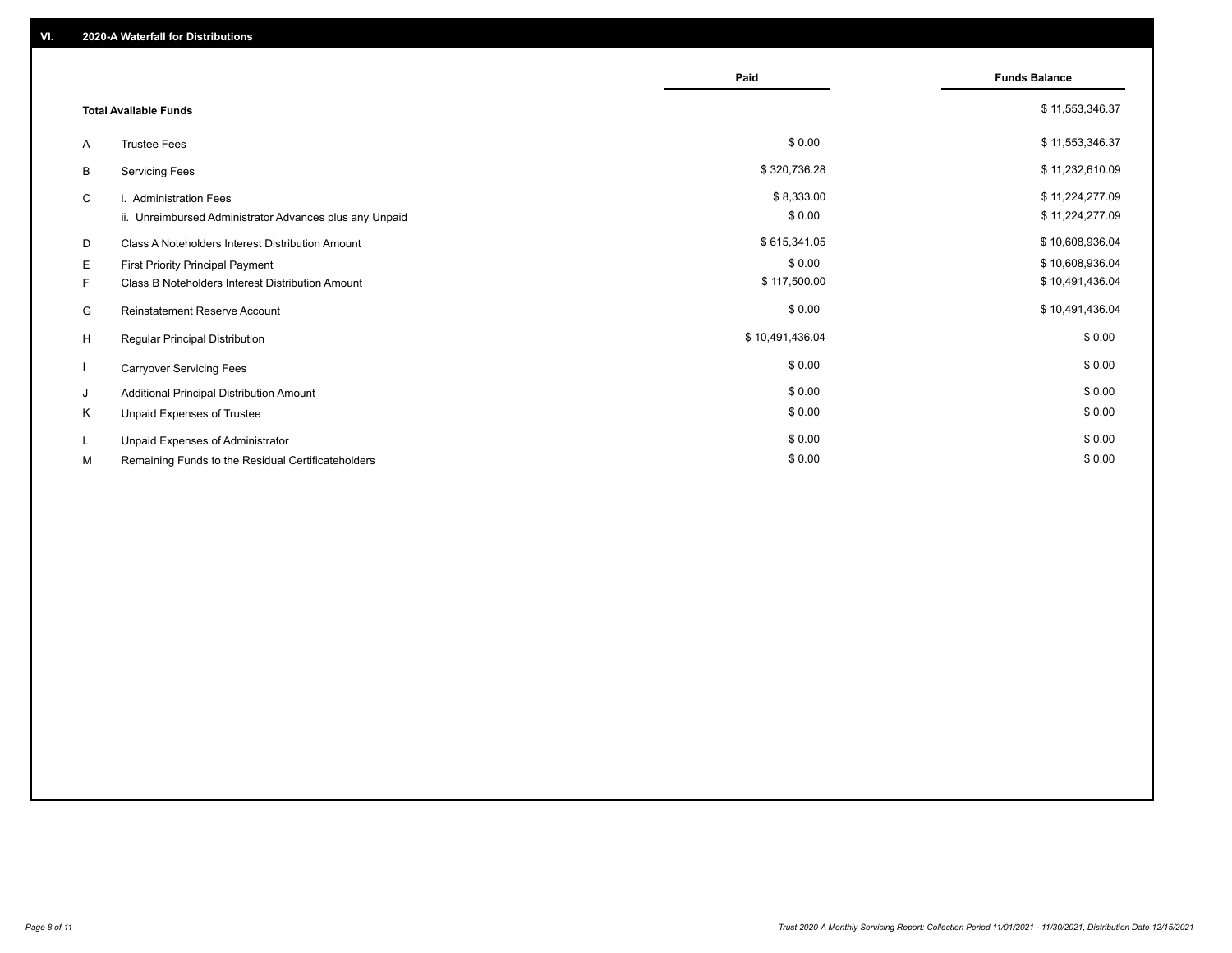## VI. 2020-A Waterfall for Distributions

| | | Paid | Funds Balance |
|---|---|---|---|
| | **Total Available Funds** | | $ 11,553,346.37 |
| A | Trustee Fees | $ 0.00 | $ 11,553,346.37 |
| B | Servicing Fees | $ 320,736.28 | $ 11,232,610.09 |
| C | i. Administration Fees | $ 8,333.00 | $ 11,224,277.09 |
| | ii. Unreimbursed Administrator Advances plus any Unpaid | $ 0.00 | $ 11,224,277.09 |
| D | Class A Noteholders Interest Distribution Amount | $ 615,341.05 | $ 10,608,936.04 |
| E | First Priority Principal Payment | $ 0.00 | $ 10,608,936.04 |
| F | Class B Noteholders Interest Distribution Amount | $ 117,500.00 | $ 10,491,436.04 |
| G | Reinstatement Reserve Account | $ 0.00 | $ 10,491,436.04 |
| H | Regular Principal Distribution | $ 10,491,436.04 | $ 0.00 |
| I | Carryover Servicing Fees | $ 0.00 | $ 0.00 |
| J | Additional Principal Distribution Amount | $ 0.00 | $ 0.00 |
| K | Unpaid Expenses of Trustee | $ 0.00 | $ 0.00 |
| L | Unpaid Expenses of Administrator | $ 0.00 | $ 0.00 |
| M | Remaining Funds to the Residual Certificateholders | $ 0.00 | $ 0.00 |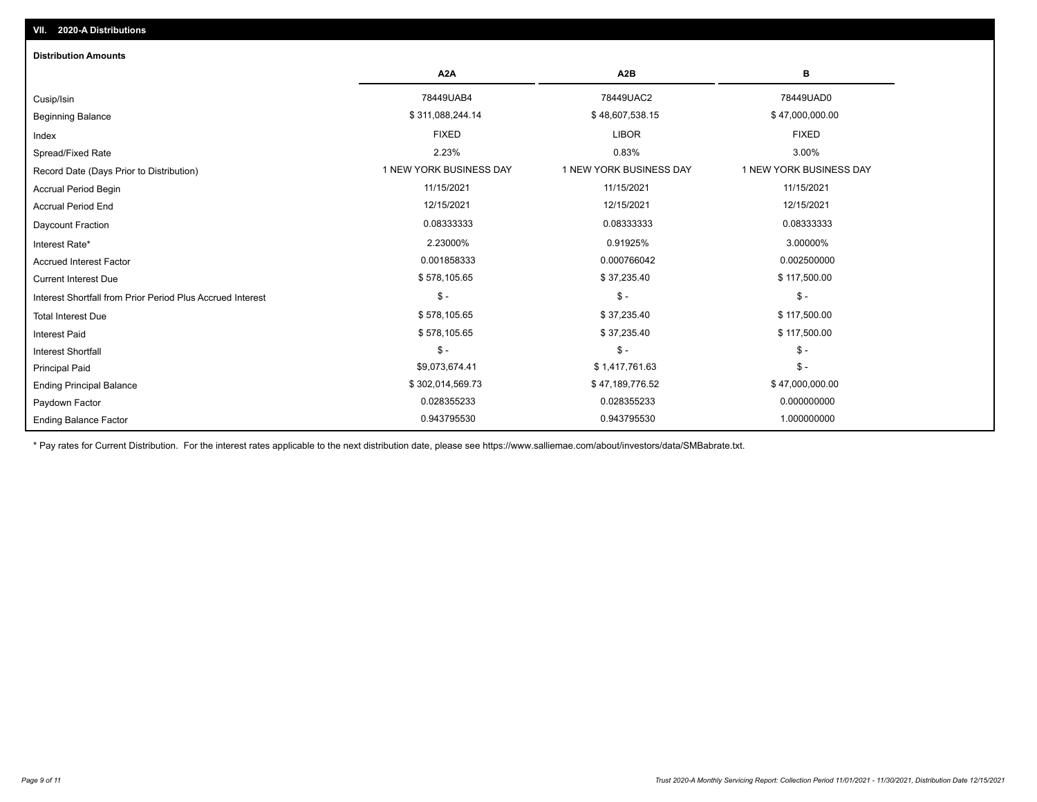## VII. 2020-A Distributions

### Distribution Amounts

| | A2A | A2B | B |
|---|---|---|---|
| Cusip/Isin | 78449UAB4 | 78449UAC2 | 78449UAD0 |
| Beginning Balance | $ 311,088,244.14 | $ 48,607,538.15 | $ 47,000,000.00 |
| Index | FIXED | LIBOR | FIXED |
| Spread/Fixed Rate | 2.23% | 0.83% | 3.00% |
| Record Date (Days Prior to Distribution) | 1 NEW YORK BUSINESS DAY | 1 NEW YORK BUSINESS DAY | 1 NEW YORK BUSINESS DAY |
| Accrual Period Begin | 11/15/2021 | 11/15/2021 | 11/15/2021 |
| Accrual Period End | 12/15/2021 | 12/15/2021 | 12/15/2021 |
| Daycount Fraction | 0.08333333 | 0.08333333 | 0.08333333 |
| Interest Rate* | 2.23000% | 0.91925% | 3.00000% |
| Accrued Interest Factor | 0.001858333 | 0.000766042 | 0.002500000 |
| Current Interest Due | $ 578,105.65 | $ 37,235.40 | $ 117,500.00 |
| Interest Shortfall from Prior Period Plus Accrued Interest | $ - | $ - | $ - |
| Total Interest Due | $ 578,105.65 | $ 37,235.40 | $ 117,500.00 |
| Interest Paid | $ 578,105.65 | $ 37,235.40 | $ 117,500.00 |
| Interest Shortfall | $ - | $ - | $ - |
| Principal Paid | $9,073,674.41 | $ 1,417,761.63 | $ - |
| Ending Principal Balance | $ 302,014,569.73 | $ 47,189,776.52 | $ 47,000,000.00 |
| Paydown Factor | 0.028355233 | 0.028355233 | 0.000000000 |
| Ending Balance Factor | 0.943795530 | 0.943795530 | 1.000000000 |

* Pay rates for Current Distribution. For the interest rates applicable to the next distribution date, please see https://www.salliemae.com/about/investors/data/SMBabrate.txt.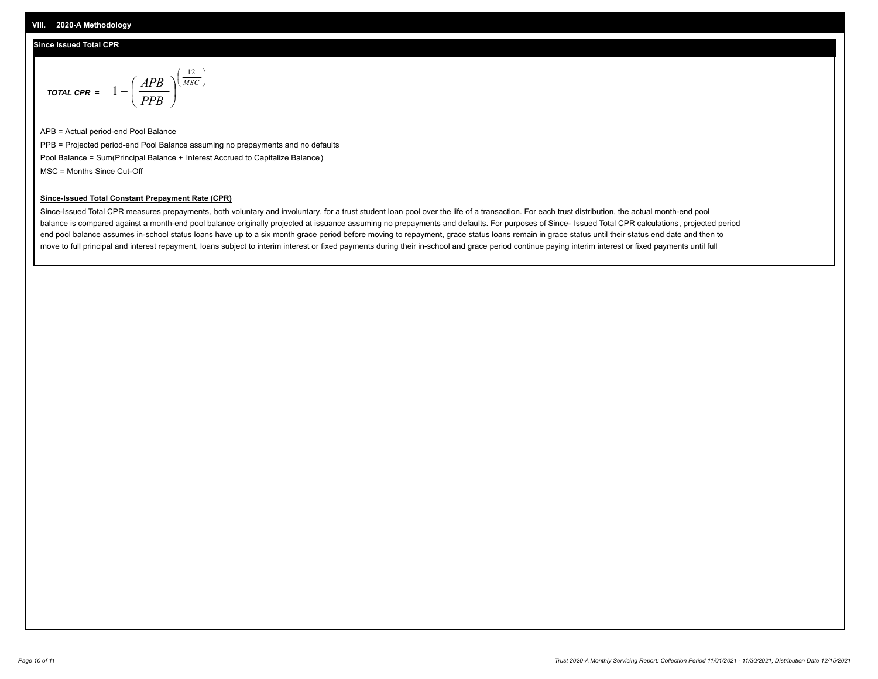## VIII. 2020-A Methodology

### Since Issued Total CPR

**TOTAL CPR =** $$1 - \left( \frac{APB}{PPB} \right)^{\left( \frac{12}{MSC} \right)}$$

APB = Actual period-end Pool Balance

PPB = Projected period-end Pool Balance assuming no prepayments and no defaults

Pool Balance = Sum(Principal Balance + Interest Accrued to Capitalize Balance)

MSC = Months Since Cut-Off

**Since-Issued Total Constant Prepayment Rate (CPR)**

Since-Issued Total CPR measures prepayments, both voluntary and involuntary, for a trust student loan pool over the life of a transaction. For each trust distribution, the actual month-end pool balance is compared against a month-end pool balance originally projected at issuance assuming no prepayments and defaults. For purposes of Since- Issued Total CPR calculations, projected period end pool balance assumes in-school status loans have up to a six month grace period before moving to repayment, grace status loans remain in grace status until their status end date and then to move to full principal and interest repayment, loans subject to interim interest or fixed payments during their in-school and grace period continue paying interim interest or fixed payments until full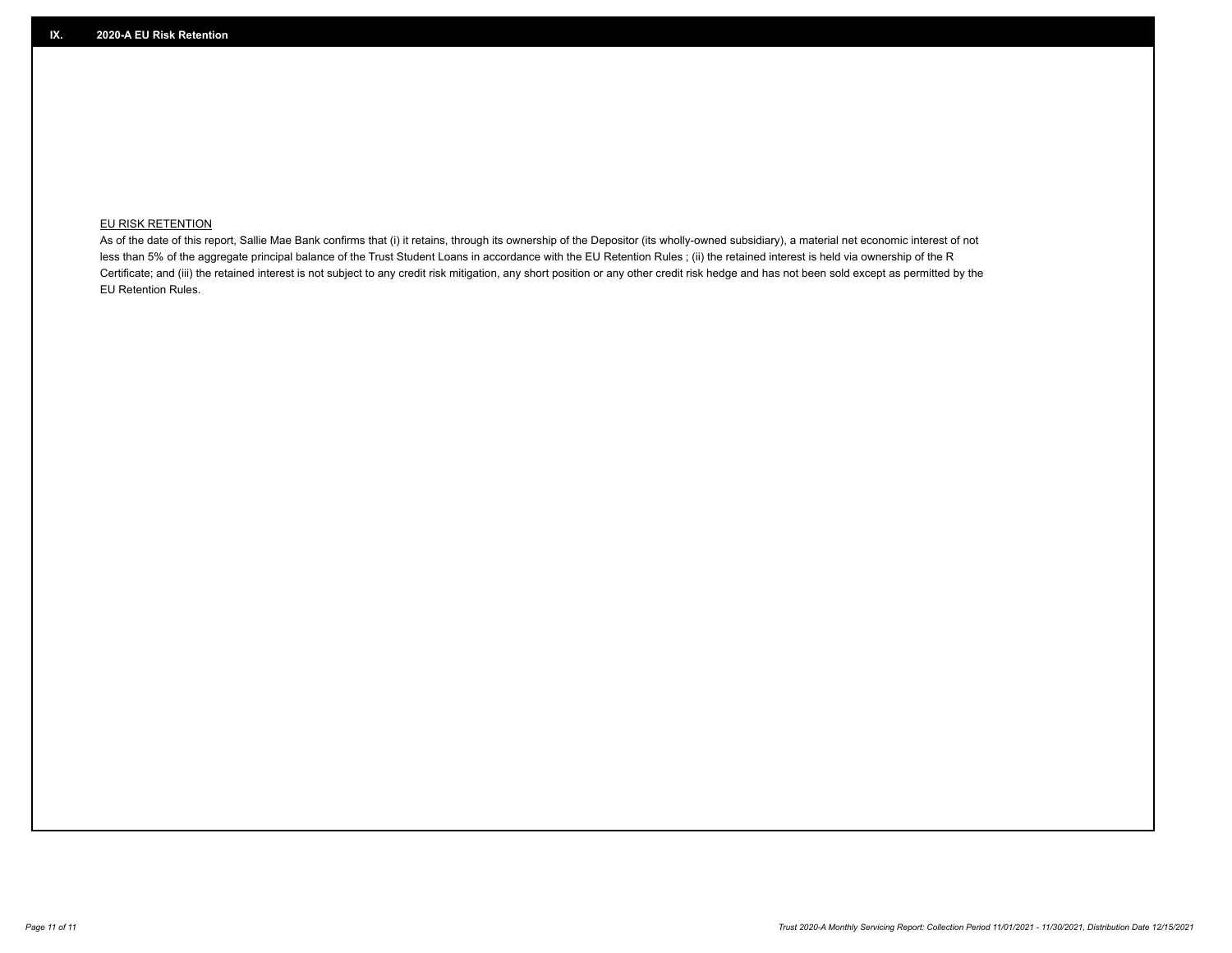## IX. 2020-A EU Risk Retention

EU RISK RETENTION

As of the date of this report, Sallie Mae Bank confirms that (i) it retains, through its ownership of the Depositor (its wholly-owned subsidiary), a material net economic interest of not less than 5% of the aggregate principal balance of the Trust Student Loans in accordance with the EU Retention Rules ; (ii) the retained interest is held via ownership of the R Certificate; and (iii) the retained interest is not subject to any credit risk mitigation, any short position or any other credit risk hedge and has not been sold except as permitted by the EU Retention Rules.